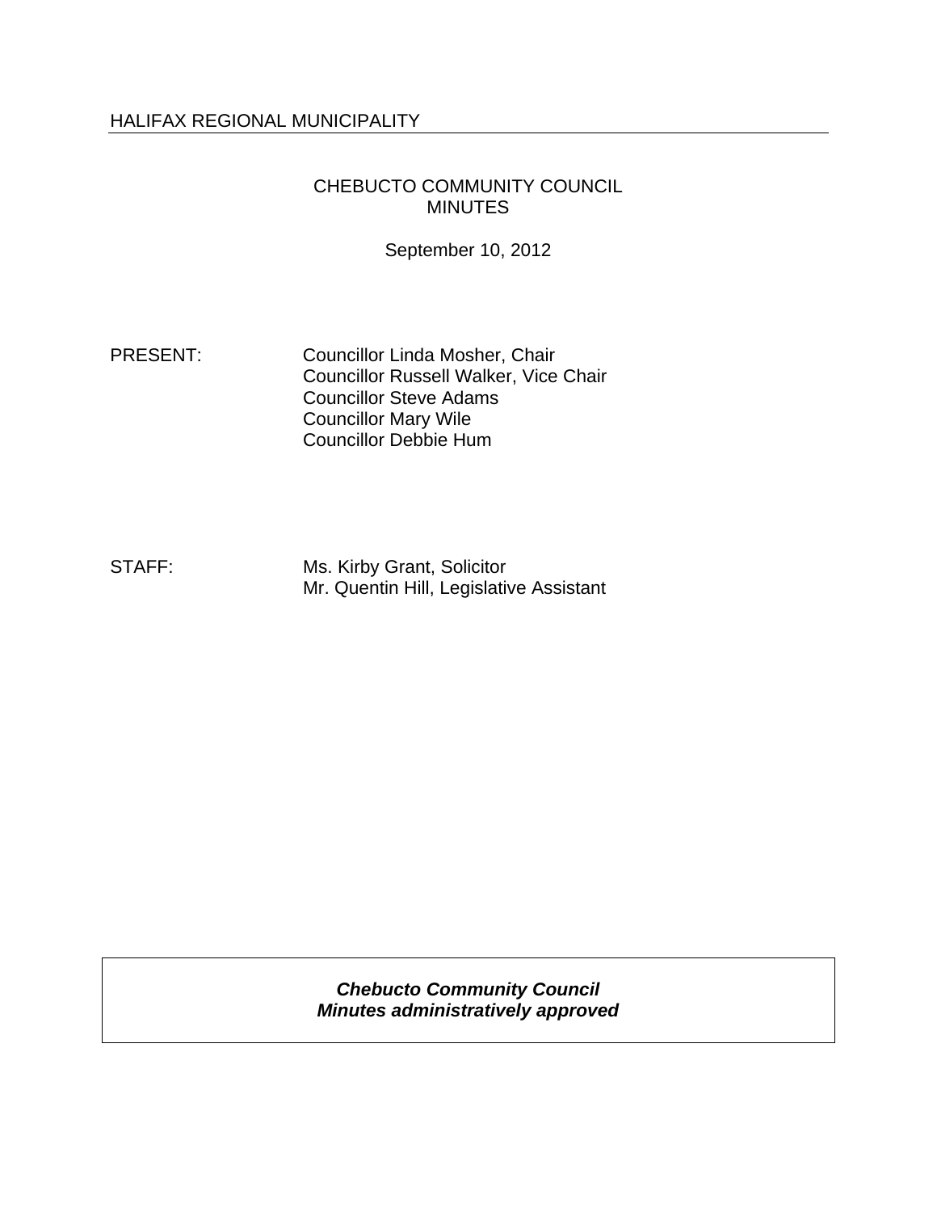HALIFAX REGIONAL MUNICIPALITY

# CHEBUCTO COMMUNITY COUNCIL MINUTES

September 10, 2012

PRESENT: Councillor Linda Mosher, Chair
Councillor Russell Walker, Vice Chair
Councillor Steve Adams
Councillor Mary Wile
Councillor Debbie Hum

STAFF: Ms. Kirby Grant, Solicitor
Mr. Quentin Hill, Legislative Assistant

***Chebucto Community Council***
***Minutes administratively approved***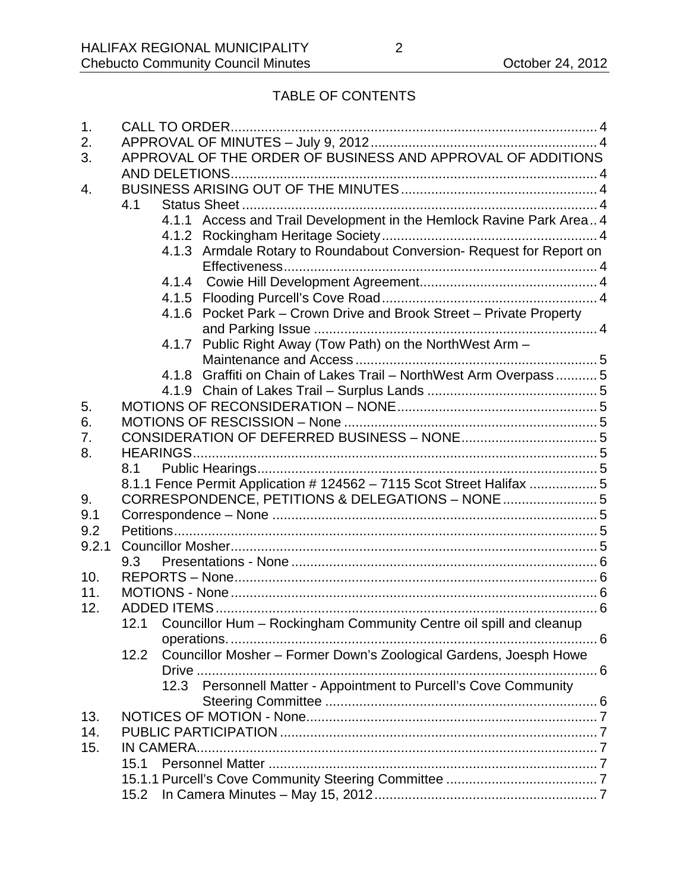# TABLE OF CONTENTS

1. CALL TO ORDER ..... 4
2. APPROVAL OF MINUTES – July 9, 2012 ..... 4
3. APPROVAL OF THE ORDER OF BUSINESS AND APPROVAL OF ADDITIONS AND DELETIONS ..... 4
4. BUSINESS ARISING OUT OF THE MINUTES ..... 4
   - 4.1 Status Sheet ..... 4
     - 4.1.1 Access and Trail Development in the Hemlock Ravine Park Area .. 4
     - 4.1.2 Rockingham Heritage Society ..... 4
     - 4.1.3 Armdale Rotary to Roundabout Conversion- Request for Report on Effectiveness ..... 4
     - 4.1.4 Cowie Hill Development Agreement ..... 4
     - 4.1.5 Flooding Purcell's Cove Road ..... 4
     - 4.1.6 Pocket Park – Crown Drive and Brook Street – Private Property and Parking Issue ..... 4
     - 4.1.7 Public Right Away (Tow Path) on the NorthWest Arm – Maintenance and Access ..... 5
     - 4.1.8 Graffiti on Chain of Lakes Trail – NorthWest Arm Overpass ..... 5
     - 4.1.9 Chain of Lakes Trail – Surplus Lands ..... 5
5. MOTIONS OF RECONSIDERATION – NONE ..... 5
6. MOTIONS OF RESCISSION – None ..... 5
7. CONSIDERATION OF DEFERRED BUSINESS – NONE ..... 5
8. HEARINGS ..... 5
   - 8.1 Public Hearings ..... 5
   - 8.1.1 Fence Permit Application # 124562 – 7115 Scot Street Halifax ..... 5
9. CORRESPONDENCE, PETITIONS & DELEGATIONS – NONE ..... 5

9.1 Correspondence – None ..... 5

9.2 Petitions ..... 5

9.2.1 Councillor Mosher ..... 5

   - 9.3 Presentations - None ..... 6

10. REPORTS – None ..... 6
11. MOTIONS - None ..... 6
12. ADDED ITEMS ..... 6
    - 12.1 Councillor Hum – Rockingham Community Centre oil spill and cleanup operations. ..... 6
    - 12.2 Councillor Mosher – Former Down's Zoological Gardens, Joesph Howe Drive ..... 6
      - 12.3 Personnell Matter - Appointment to Purcell's Cove Community Steering Committee ..... 6
13. NOTICES OF MOTION - None ..... 7
14. PUBLIC PARTICIPATION ..... 7
15. IN CAMERA ..... 7
    - 15.1 Personnel Matter ..... 7
    - 15.1.1 Purcell's Cove Community Steering Committee ..... 7
    - 15.2 In Camera Minutes – May 15, 2012 ..... 7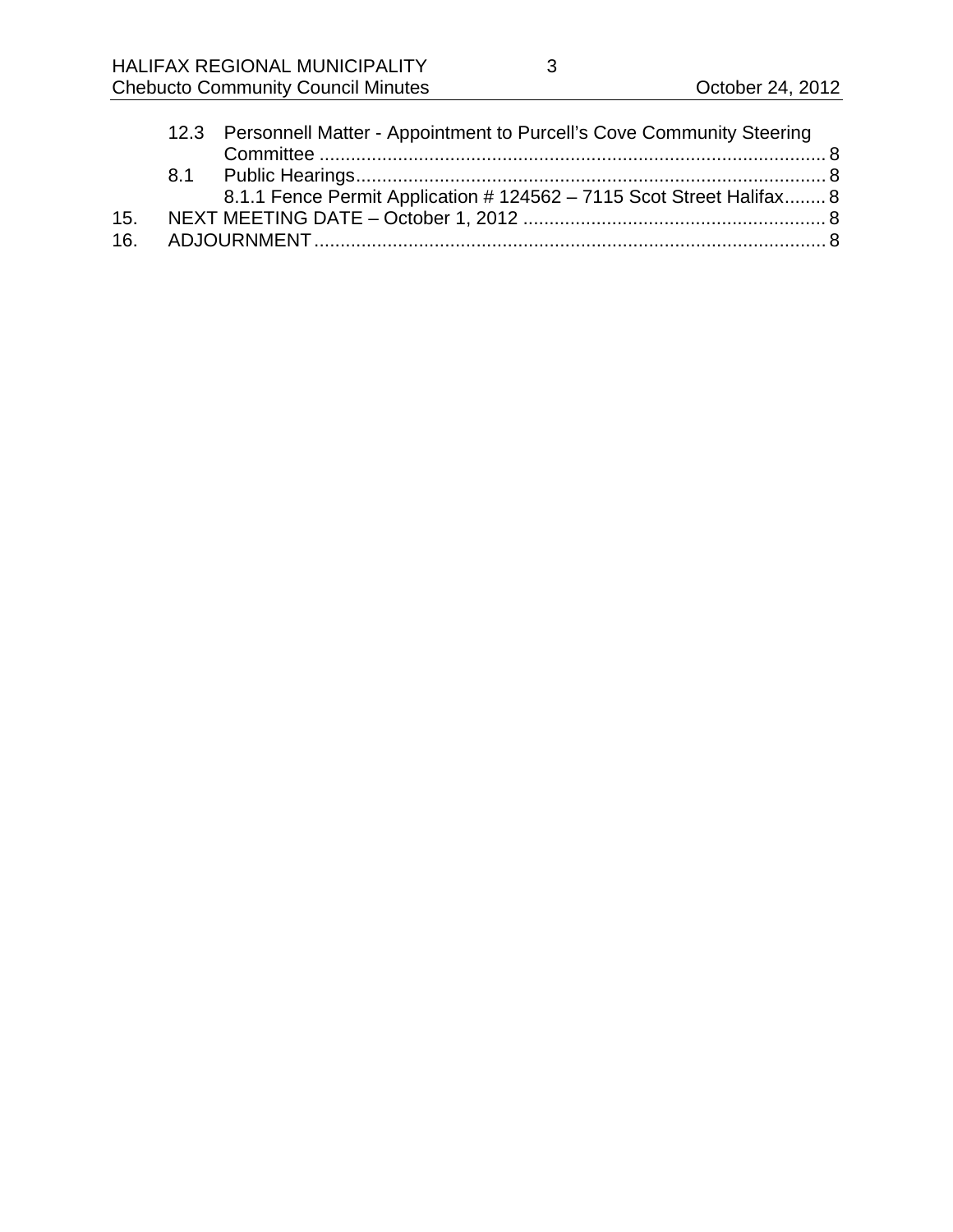12.3 Personnell Matter - Appointment to Purcell's Cove Community Steering Committee ................................................................................................ 8

8.1 Public Hearings......................................................................................... 8

8.1.1 Fence Permit Application # 124562 – 7115 Scot Street Halifax........ 8

15. NEXT MEETING DATE – October 1, 2012 ......................................................... 8

16. ADJOURNMENT................................................................................................. 8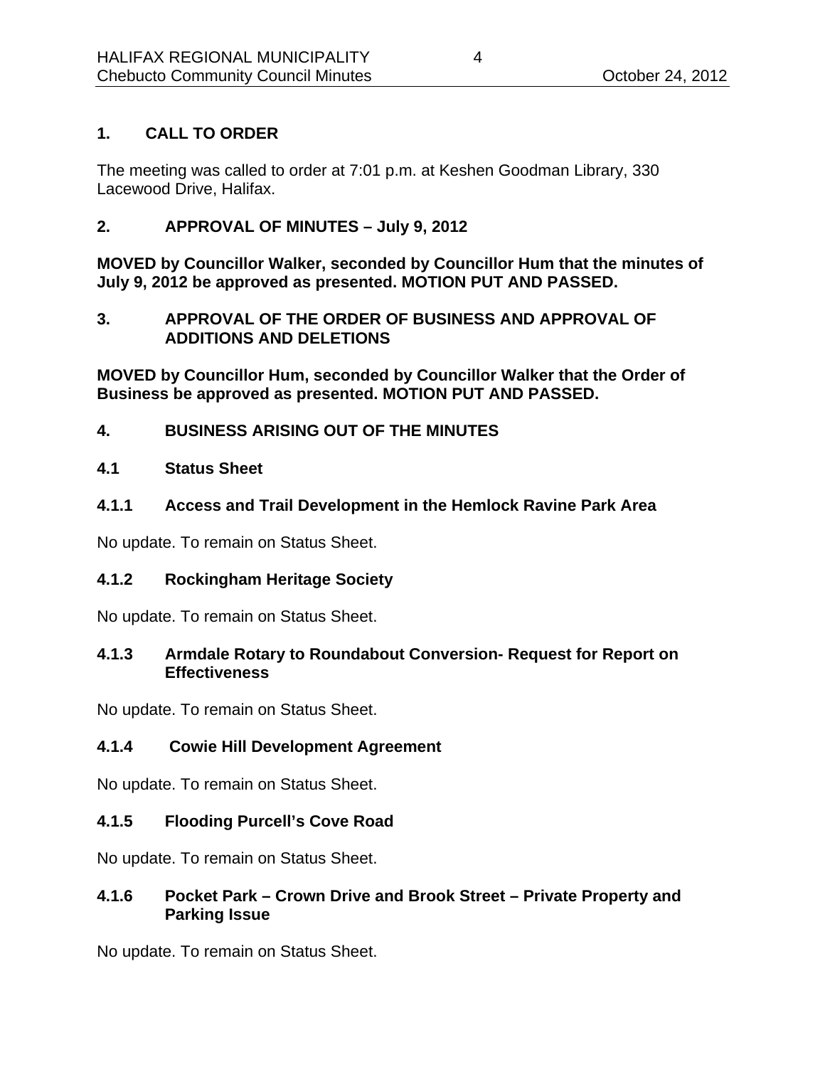## 1. CALL TO ORDER

The meeting was called to order at 7:01 p.m. at Keshen Goodman Library, 330 Lacewood Drive, Halifax.

## 2. APPROVAL OF MINUTES – July 9, 2012

**MOVED by Councillor Walker, seconded by Councillor Hum that the minutes of July 9, 2012 be approved as presented. MOTION PUT AND PASSED.**

## 3. APPROVAL OF THE ORDER OF BUSINESS AND APPROVAL OF ADDITIONS AND DELETIONS

**MOVED by Councillor Hum, seconded by Councillor Walker that the Order of Business be approved as presented. MOTION PUT AND PASSED.**

## 4. BUSINESS ARISING OUT OF THE MINUTES

### 4.1 Status Sheet

#### 4.1.1 Access and Trail Development in the Hemlock Ravine Park Area

No update. To remain on Status Sheet.

#### 4.1.2 Rockingham Heritage Society

No update. To remain on Status Sheet.

#### 4.1.3 Armdale Rotary to Roundabout Conversion- Request for Report on Effectiveness

No update. To remain on Status Sheet.

#### 4.1.4 Cowie Hill Development Agreement

No update. To remain on Status Sheet.

#### 4.1.5 Flooding Purcell's Cove Road

No update. To remain on Status Sheet.

#### 4.1.6 Pocket Park – Crown Drive and Brook Street – Private Property and Parking Issue

No update. To remain on Status Sheet.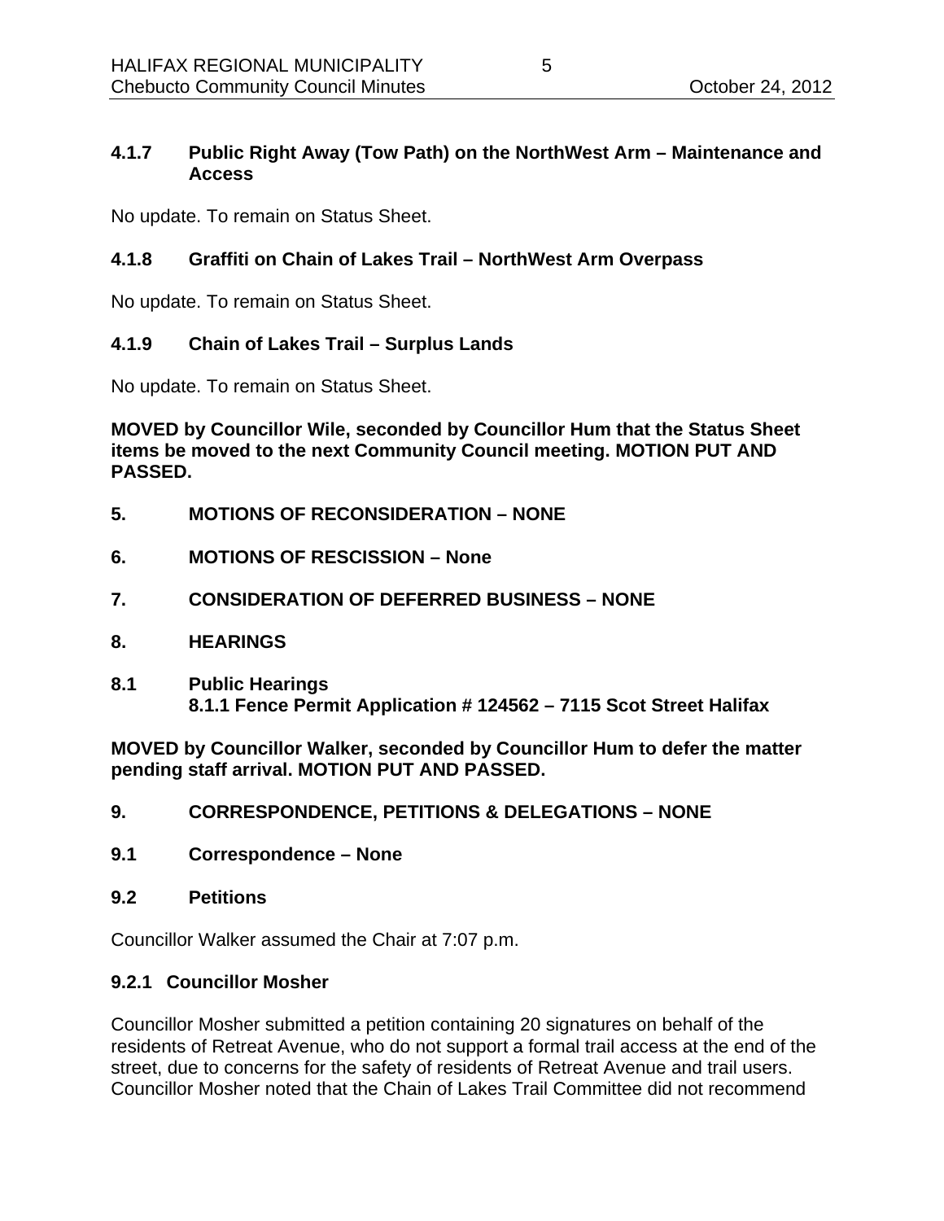### 4.1.7 Public Right Away (Tow Path) on the NorthWest Arm – Maintenance and Access

No update. To remain on Status Sheet.

### 4.1.8 Graffiti on Chain of Lakes Trail – NorthWest Arm Overpass

No update. To remain on Status Sheet.

### 4.1.9 Chain of Lakes Trail – Surplus Lands

No update. To remain on Status Sheet.

**MOVED by Councillor Wile, seconded by Councillor Hum that the Status Sheet items be moved to the next Community Council meeting. MOTION PUT AND PASSED.**

## 5. MOTIONS OF RECONSIDERATION – NONE

## 6. MOTIONS OF RESCISSION – None

## 7. CONSIDERATION OF DEFERRED BUSINESS – NONE

## 8. HEARINGS

### 8.1 Public Hearings

#### 8.1.1 Fence Permit Application # 124562 – 7115 Scot Street Halifax

**MOVED by Councillor Walker, seconded by Councillor Hum to defer the matter pending staff arrival. MOTION PUT AND PASSED.**

## 9. CORRESPONDENCE, PETITIONS & DELEGATIONS – NONE

### 9.1 Correspondence – None

### 9.2 Petitions

Councillor Walker assumed the Chair at 7:07 p.m.

#### 9.2.1 Councillor Mosher

Councillor Mosher submitted a petition containing 20 signatures on behalf of the residents of Retreat Avenue, who do not support a formal trail access at the end of the street, due to concerns for the safety of residents of Retreat Avenue and trail users. Councillor Mosher noted that the Chain of Lakes Trail Committee did not recommend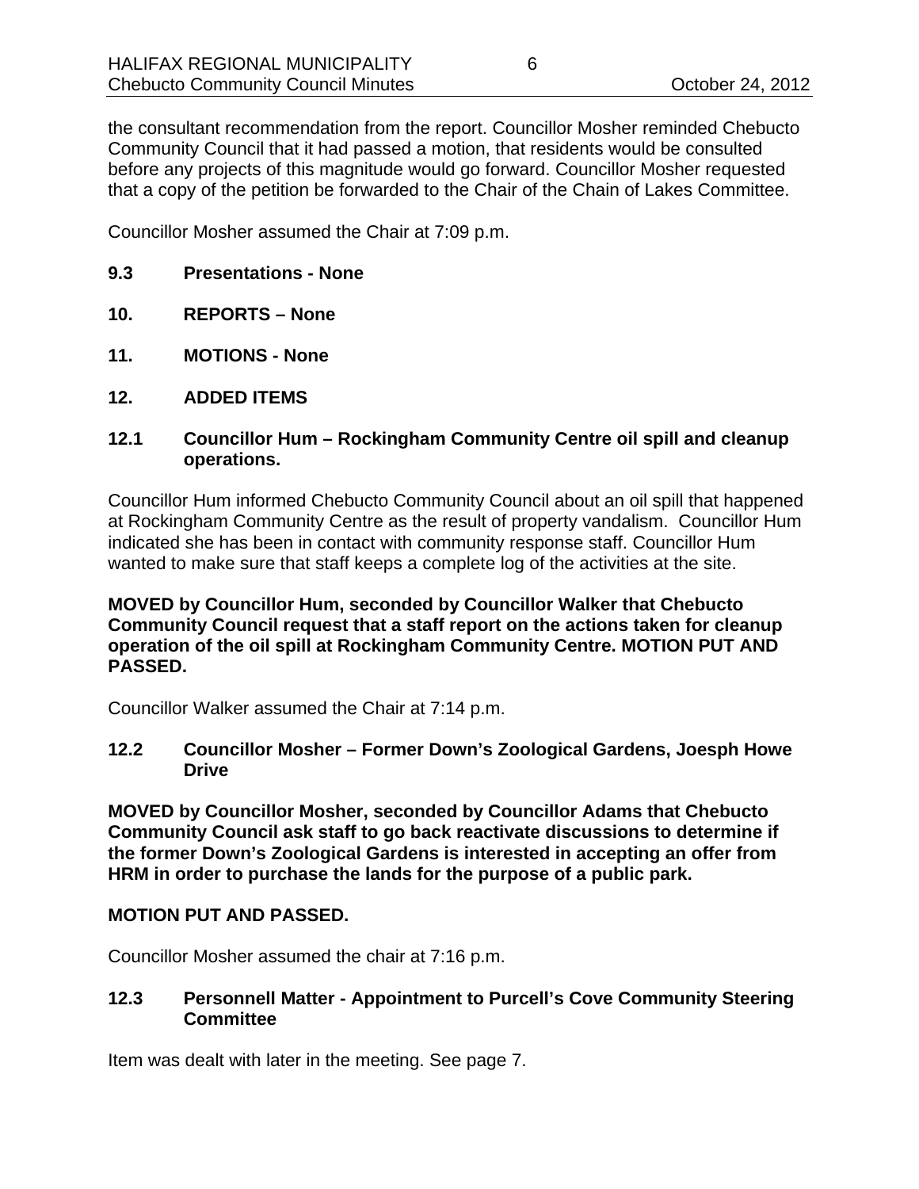the consultant recommendation from the report. Councillor Mosher reminded Chebucto Community Council that it had passed a motion, that residents would be consulted before any projects of this magnitude would go forward. Councillor Mosher requested that a copy of the petition be forwarded to the Chair of the Chain of Lakes Committee.

Councillor Mosher assumed the Chair at 7:09 p.m.

**9.3 Presentations - None**

**10. REPORTS – None**

**11. MOTIONS - None**

**12. ADDED ITEMS**

**12.1 Councillor Hum – Rockingham Community Centre oil spill and cleanup operations.**

Councillor Hum informed Chebucto Community Council about an oil spill that happened at Rockingham Community Centre as the result of property vandalism. Councillor Hum indicated she has been in contact with community response staff. Councillor Hum wanted to make sure that staff keeps a complete log of the activities at the site.

**MOVED by Councillor Hum, seconded by Councillor Walker that Chebucto Community Council request that a staff report on the actions taken for cleanup operation of the oil spill at Rockingham Community Centre. MOTION PUT AND PASSED.**

Councillor Walker assumed the Chair at 7:14 p.m.

**12.2 Councillor Mosher – Former Down's Zoological Gardens, Joesph Howe Drive**

**MOVED by Councillor Mosher, seconded by Councillor Adams that Chebucto Community Council ask staff to go back reactivate discussions to determine if the former Down's Zoological Gardens is interested in accepting an offer from HRM in order to purchase the lands for the purpose of a public park.**

**MOTION PUT AND PASSED.**

Councillor Mosher assumed the chair at 7:16 p.m.

**12.3 Personnell Matter - Appointment to Purcell's Cove Community Steering Committee**

Item was dealt with later in the meeting. See page 7.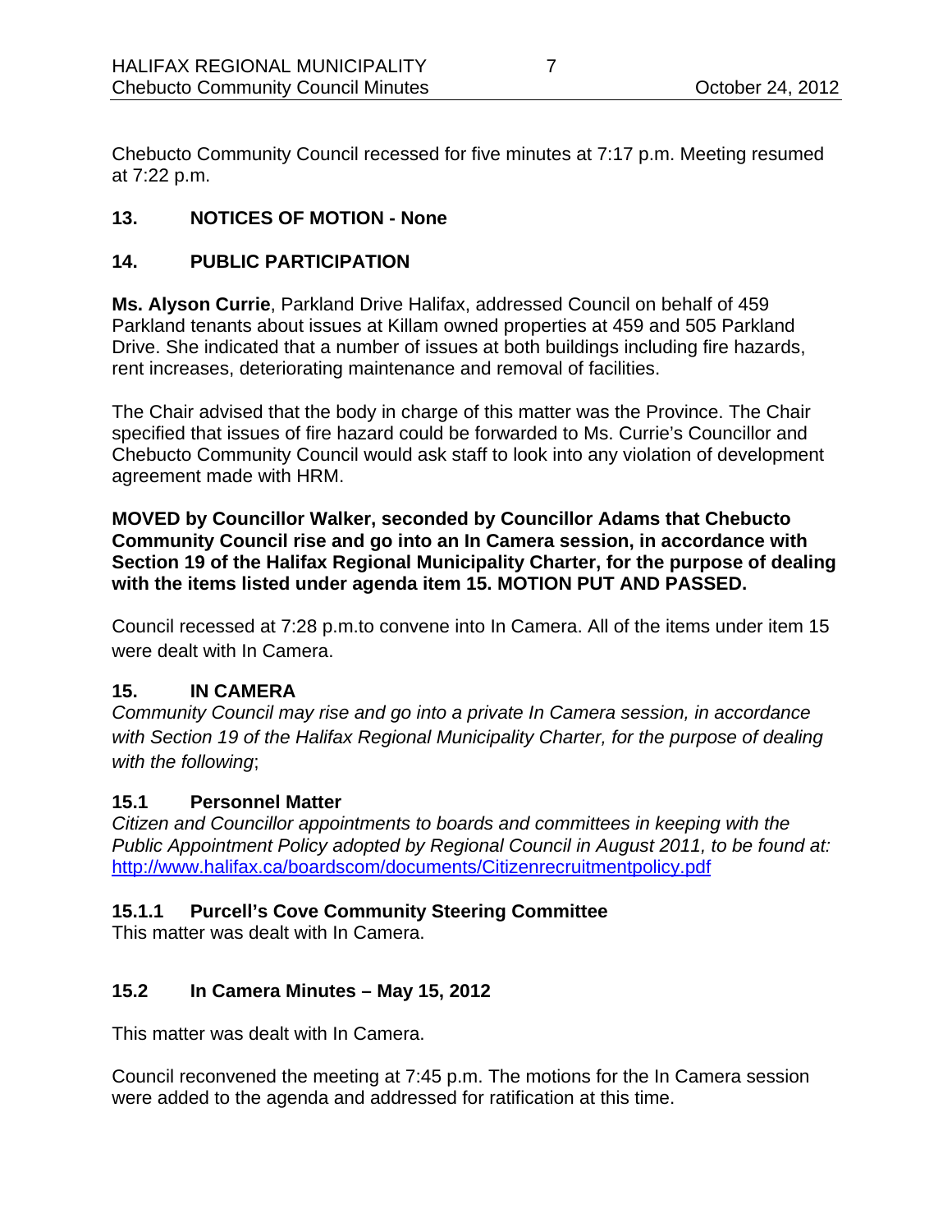Chebucto Community Council recessed for five minutes at 7:17 p.m. Meeting resumed at 7:22 p.m.

## 13. NOTICES OF MOTION - None

## 14. PUBLIC PARTICIPATION

**Ms. Alyson Currie**, Parkland Drive Halifax, addressed Council on behalf of 459 Parkland tenants about issues at Killam owned properties at 459 and 505 Parkland Drive. She indicated that a number of issues at both buildings including fire hazards, rent increases, deteriorating maintenance and removal of facilities.

The Chair advised that the body in charge of this matter was the Province. The Chair specified that issues of fire hazard could be forwarded to Ms. Currie's Councillor and Chebucto Community Council would ask staff to look into any violation of development agreement made with HRM.

**MOVED by Councillor Walker, seconded by Councillor Adams that Chebucto Community Council rise and go into an In Camera session, in accordance with Section 19 of the Halifax Regional Municipality Charter, for the purpose of dealing with the items listed under agenda item 15. MOTION PUT AND PASSED.**

Council recessed at 7:28 p.m.to convene into In Camera. All of the items under item 15 were dealt with In Camera.

## 15. IN CAMERA

*Community Council may rise and go into a private In Camera session, in accordance with Section 19 of the Halifax Regional Municipality Charter, for the purpose of dealing with the following*;

### 15.1 Personnel Matter

*Citizen and Councillor appointments to boards and committees in keeping with the Public Appointment Policy adopted by Regional Council in August 2011, to be found at:* http://www.halifax.ca/boardscom/documents/Citizenrecruitmentpolicy.pdf

#### 15.1.1 Purcell's Cove Community Steering Committee

This matter was dealt with In Camera.

### 15.2 In Camera Minutes – May 15, 2012

This matter was dealt with In Camera.

Council reconvened the meeting at 7:45 p.m. The motions for the In Camera session were added to the agenda and addressed for ratification at this time.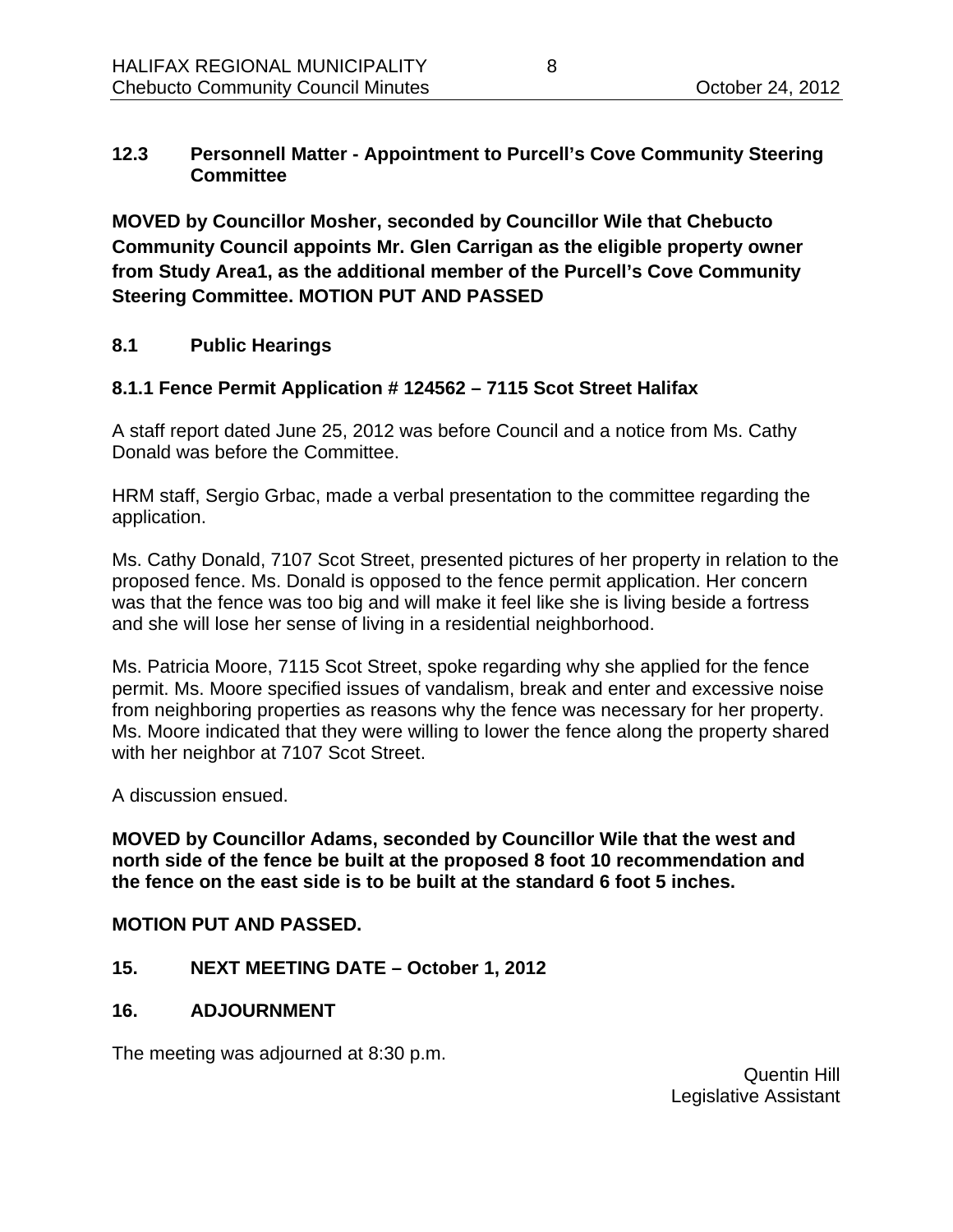### 12.3 Personnell Matter - Appointment to Purcell's Cove Community Steering Committee

**MOVED by Councillor Mosher, seconded by Councillor Wile that Chebucto Community Council appoints Mr. Glen Carrigan as the eligible property owner from Study Area1, as the additional member of the Purcell's Cove Community Steering Committee. MOTION PUT AND PASSED**

### 8.1 Public Hearings

#### 8.1.1 Fence Permit Application # 124562 – 7115 Scot Street Halifax

A staff report dated June 25, 2012 was before Council and a notice from Ms. Cathy Donald was before the Committee.

HRM staff, Sergio Grbac, made a verbal presentation to the committee regarding the application.

Ms. Cathy Donald, 7107 Scot Street, presented pictures of her property in relation to the proposed fence. Ms. Donald is opposed to the fence permit application. Her concern was that the fence was too big and will make it feel like she is living beside a fortress and she will lose her sense of living in a residential neighborhood.

Ms. Patricia Moore, 7115 Scot Street, spoke regarding why she applied for the fence permit. Ms. Moore specified issues of vandalism, break and enter and excessive noise from neighboring properties as reasons why the fence was necessary for her property. Ms. Moore indicated that they were willing to lower the fence along the property shared with her neighbor at 7107 Scot Street.

A discussion ensued.

**MOVED by Councillor Adams, seconded by Councillor Wile that the west and north side of the fence be built at the proposed 8 foot 10 recommendation and the fence on the east side is to be built at the standard 6 foot 5 inches.**

**MOTION PUT AND PASSED.**

### 15. NEXT MEETING DATE – October 1, 2012

### 16. ADJOURNMENT

The meeting was adjourned at 8:30 p.m.

Quentin Hill
Legislative Assistant